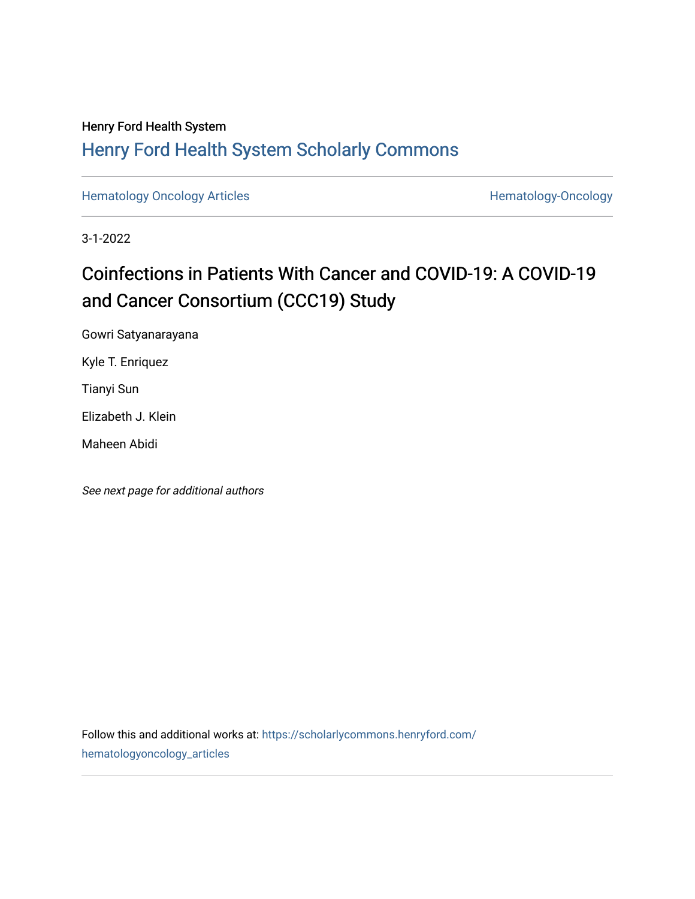Henry Ford Health System

# Henry Ford Health System Scholarly Commons

Hematology Oncology Articles | Hematology-Oncology

3-1-2022

## Coinfections in Patients With Cancer and COVID-19: A COVID-19 and Cancer Consortium (CCC19) Study

Gowri Satyanarayana

Kyle T. Enriquez

Tianyi Sun

Elizabeth J. Klein

Maheen Abidi

*See next page for additional authors*

Follow this and additional works at: https://scholarlycommons.henryford.com/hematologyoncology_articles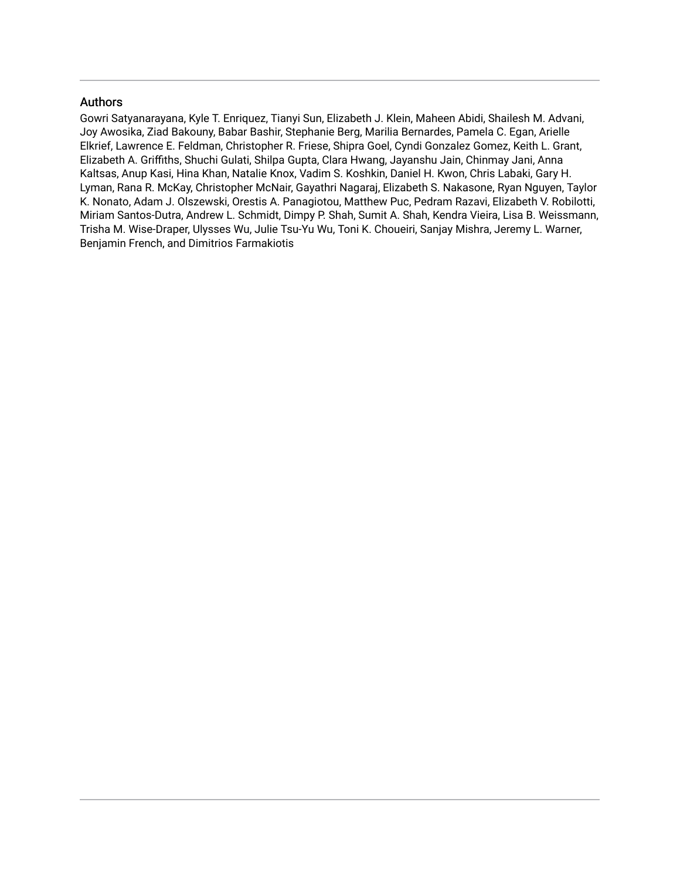## Authors

Gowri Satyanarayana, Kyle T. Enriquez, Tianyi Sun, Elizabeth J. Klein, Maheen Abidi, Shailesh M. Advani, Joy Awosika, Ziad Bakouny, Babar Bashir, Stephanie Berg, Marilia Bernardes, Pamela C. Egan, Arielle Elkrief, Lawrence E. Feldman, Christopher R. Friese, Shipra Goel, Cyndi Gonzalez Gomez, Keith L. Grant, Elizabeth A. Griffiths, Shuchi Gulati, Shilpa Gupta, Clara Hwang, Jayanshu Jain, Chinmay Jani, Anna Kaltsas, Anup Kasi, Hina Khan, Natalie Knox, Vadim S. Koshkin, Daniel H. Kwon, Chris Labaki, Gary H. Lyman, Rana R. McKay, Christopher McNair, Gayathri Nagaraj, Elizabeth S. Nakasone, Ryan Nguyen, Taylor K. Nonato, Adam J. Olszewski, Orestis A. Panagiotou, Matthew Puc, Pedram Razavi, Elizabeth V. Robilotti, Miriam Santos-Dutra, Andrew L. Schmidt, Dimpy P. Shah, Sumit A. Shah, Kendra Vieira, Lisa B. Weissmann, Trisha M. Wise-Draper, Ulysses Wu, Julie Tsu-Yu Wu, Toni K. Choueiri, Sanjay Mishra, Jeremy L. Warner, Benjamin French, and Dimitrios Farmakiotis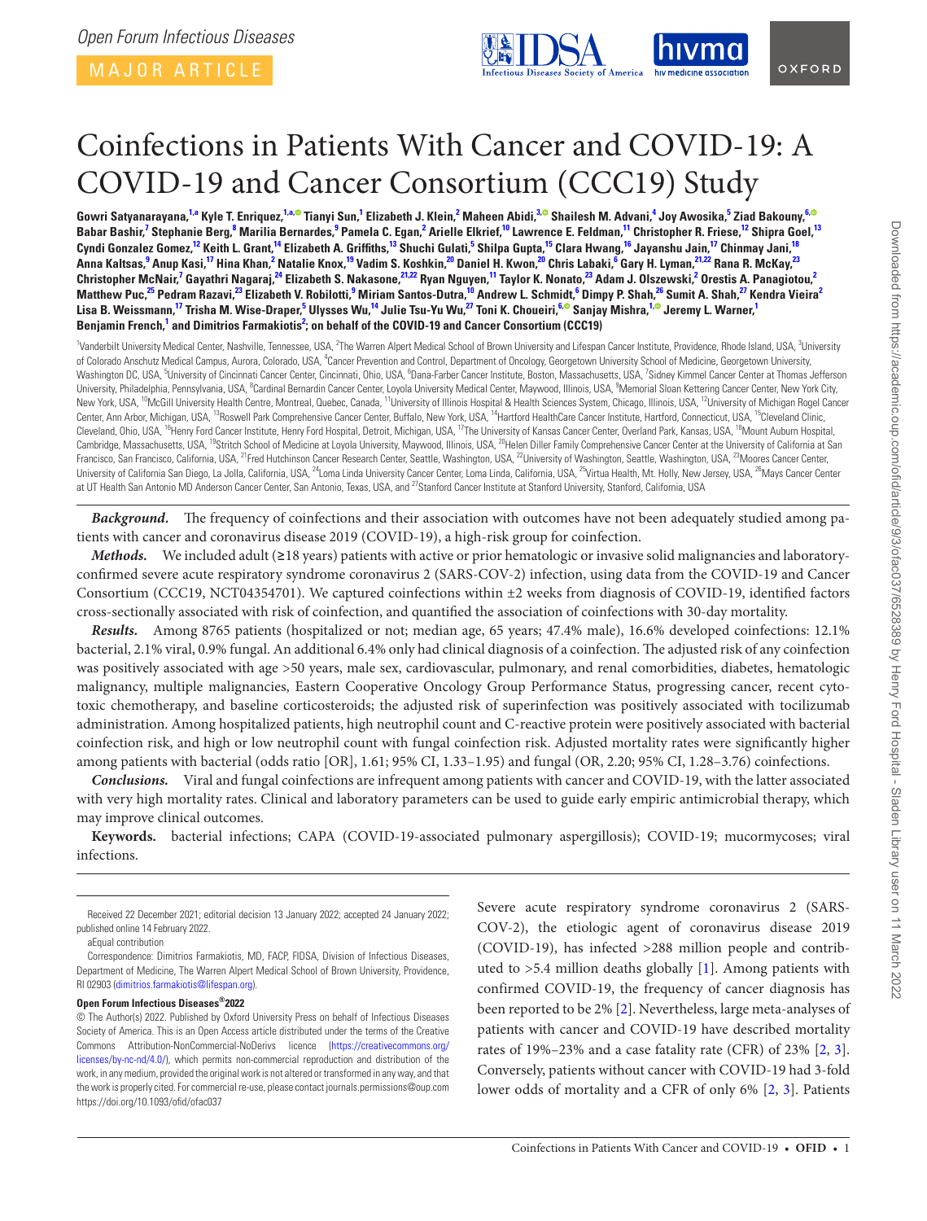# Coinfections in Patients With Cancer and COVID-19: A COVID-19 and Cancer Consortium (CCC19) Study

**Gowri Satyanarayana,[1,a] Kyle T. Enriquez,[1,a] Tianyi Sun,[1] Elizabeth J. Klein,[2] Maheen Abidi,[3] Shailesh M. Advani,[4] Joy Awosika,[5] Ziad Bakouny,[6] Babar Bashir,[7] Stephanie Berg,[8] Marilia Bernardes,[9] Pamela C. Egan,[2] Arielle Elkrief,[10] Lawrence E. Feldman,[11] Christopher R. Friese,[12] Shipra Goel,[13] Cyndi Gonzalez Gomez,[12] Keith L. Grant,[14] Elizabeth A. Griffiths,[13] Shuchi Gulati,[5] Shilpa Gupta,[15] Clara Hwang,[16] Jayanshu Jain,[17] Chinmay Jani,[18] Anna Kaltsas,[9] Anup Kasi,[17] Hina Khan,[2] Natalie Knox,[19] Vadim S. Koshkin,[20] Daniel H. Kwon,[20] Chris Labaki,[6] Gary H. Lyman,[21,22] Rana R. McKay,[23] Christopher McNair,[7] Gayathri Nagaraj,[24] Elizabeth S. Nakasone,[21,22] Ryan Nguyen,[11] Taylor K. Nonato,[23] Adam J. Olszewski,[2] Orestis A. Panagiotou,[2] Matthew Puc,[25] Pedram Razavi,[23] Elizabeth V. Robilotti,[9] Miriam Santos-Dutra,[10] Andrew L. Schmidt,[6] Dimpy P. Shah,[26] Sumit A. Shah,[27] Kendra Vieira[2] Lisa B. Weissmann,[17] Trisha M. Wise-Draper,[5] Ulysses Wu,[14] Julie Tsu-Yu Wu,[27] Toni K. Choueiri,[6] Sanjay Mishra,[1] Jeremy L. Warner,[1] Benjamin French,[1] and Dimitrios Farmakiotis[2]; on behalf of the COVID-19 and Cancer Consortium (CCC19)**

[1]Vanderbilt University Medical Center, Nashville, Tennessee, USA, [2]The Warren Alpert Medical School of Brown University and Lifespan Cancer Institute, Providence, Rhode Island, USA, [3]University of Colorado Anschutz Medical Campus, Aurora, Colorado, USA, [4]Cancer Prevention and Control, Department of Oncology, Georgetown University School of Medicine, Georgetown University, Washington DC, USA, [5]University of Cincinnati Cancer Center, Cincinnati, Ohio, USA, [6]Dana-Farber Cancer Institute, Boston, Massachusetts, USA, [7]Sidney Kimmel Cancer Center at Thomas Jefferson University, Philadelphia, Pennsylvania, USA, [8]Cardinal Bernardin Cancer Center, Loyola University Medical Center, Maywood, Illinois, USA, [9]Memorial Sloan Kettering Cancer Center, New York City, New York, USA, [10]McGill University Health Centre, Montreal, Quebec, Canada, [11]University of Illinois Hospital & Health Sciences System, Chicago, Illinois, USA, [12]University of Michigan Rogel Cancer Center, Ann Arbor, Michigan, USA, [13]Roswell Park Comprehensive Cancer Center, Buffalo, New York, USA, [14]Hartford HealthCare Cancer Institute, Hartford, Connecticut, USA, [15]Cleveland Clinic, Cleveland, Ohio, USA, [16]Henry Ford Cancer Institute, Henry Ford Hospital, Detroit, Michigan, USA, [17]The University of Kansas Cancer Center, Overland Park, Kansas, USA, [18]Mount Auburn Hospital, Cambridge, Massachusetts, USA, [19]Stritch School of Medicine at Loyola University, Maywood, Illinois, USA, [20]Helen Diller Family Comprehensive Cancer Center at the University of California at San Francisco, San Francisco, California, USA, [21]Fred Hutchinson Cancer Research Center, Seattle, Washington, USA, [22]University of Washington, Seattle, Washington, USA, [23]Moores Cancer Center, University of California San Diego, La Jolla, California, USA, [24]Loma Linda University Cancer Center, Loma Linda, California, USA, [25]Virtua Health, Mt. Holly, New Jersey, USA, [26]Mays Cancer Center at UT Health San Antonio MD Anderson Cancer Center, San Antonio, Texas, USA, and [27]Stanford Cancer Institute at Stanford University, Stanford, California, USA

***Background.*** The frequency of coinfections and their association with outcomes have not been adequately studied among patients with cancer and coronavirus disease 2019 (COVID-19), a high-risk group for coinfection.

***Methods.*** We included adult (≥18 years) patients with active or prior hematologic or invasive solid malignancies and laboratory-confirmed severe acute respiratory syndrome coronavirus 2 (SARS-COV-2) infection, using data from the COVID-19 and Cancer Consortium (CCC19, NCT04354701). We captured coinfections within ±2 weeks from diagnosis of COVID-19, identified factors cross-sectionally associated with risk of coinfection, and quantified the association of coinfections with 30-day mortality.

***Results.*** Among 8765 patients (hospitalized or not; median age, 65 years; 47.4% male), 16.6% developed coinfections: 12.1% bacterial, 2.1% viral, 0.9% fungal. An additional 6.4% only had clinical diagnosis of a coinfection. The adjusted risk of any coinfection was positively associated with age >50 years, male sex, cardiovascular, pulmonary, and renal comorbidities, diabetes, hematologic malignancy, multiple malignancies, Eastern Cooperative Oncology Group Performance Status, progressing cancer, recent cytotoxic chemotherapy, and baseline corticosteroids; the adjusted risk of superinfection was positively associated with tocilizumab administration. Among hospitalized patients, high neutrophil count and C-reactive protein were positively associated with bacterial coinfection risk, and high or low neutrophil count with fungal coinfection risk. Adjusted mortality rates were significantly higher among patients with bacterial (odds ratio [OR], 1.61; 95% CI, 1.33–1.95) and fungal (OR, 2.20; 95% CI, 1.28–3.76) coinfections.

***Conclusions.*** Viral and fungal coinfections are infrequent among patients with cancer and COVID-19, with the latter associated with very high mortality rates. Clinical and laboratory parameters can be used to guide early empiric antimicrobial therapy, which may improve clinical outcomes.

**Keywords.** bacterial infections; CAPA (COVID-19-associated pulmonary aspergillosis); COVID-19; mucormycoses; viral infections.

Received 22 December 2021; editorial decision 13 January 2022; accepted 24 January 2022; published online 14 February 2022.

aEqual contribution

Correspondence: Dimitrios Farmakiotis, MD, FACP, FIDSA, Division of Infectious Diseases, Department of Medicine, The Warren Alpert Medical School of Brown University, Providence, RI 02903 (dimitrios.farmakiotis@lifespan.org).

**Open Forum Infectious Diseases®2022**

© The Author(s) 2022. Published by Oxford University Press on behalf of Infectious Diseases Society of America. This is an Open Access article distributed under the terms of the Creative Commons Attribution-NonCommercial-NoDerivs licence (https://creativecommons.org/licenses/by-nc-nd/4.0/), which permits non-commercial reproduction and distribution of the work, in any medium, provided the original work is not altered or transformed in any way, and that the work is properly cited. For commercial re-use, please contact journals.permissions@oup.com
https://doi.org/10.1093/ofid/ofac037

Severe acute respiratory syndrome coronavirus 2 (SARS-COV-2), the etiologic agent of coronavirus disease 2019 (COVID-19), has infected >288 million people and contributed to >5.4 million deaths globally [1]. Among patients with confirmed COVID-19, the frequency of cancer diagnosis has been reported to be 2% [2]. Nevertheless, large meta-analyses of patients with cancer and COVID-19 have described mortality rates of 19%–23% and a case fatality rate (CFR) of 23% [2, 3]. Conversely, patients without cancer with COVID-19 had 3-fold lower odds of mortality and a CFR of only 6% [2, 3]. Patients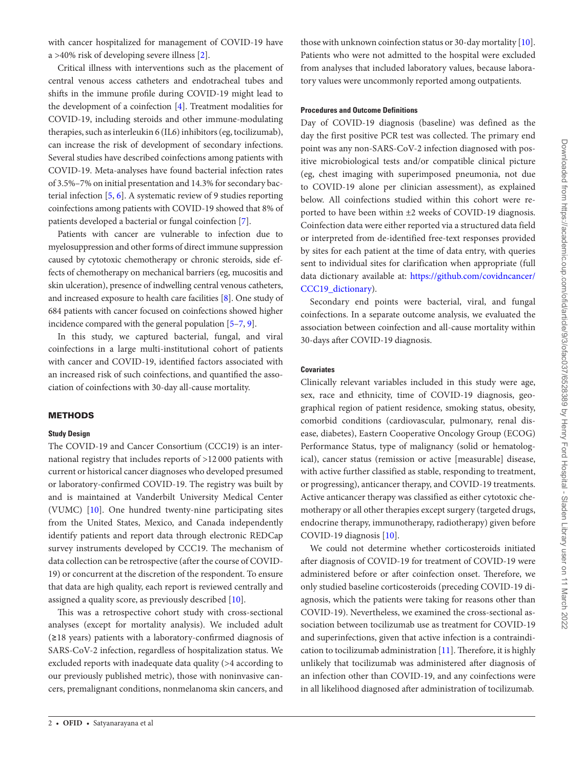with cancer hospitalized for management of COVID-19 have a >40% risk of developing severe illness [2].

Critical illness with interventions such as the placement of central venous access catheters and endotracheal tubes and shifts in the immune profile during COVID-19 might lead to the development of a coinfection [4]. Treatment modalities for COVID-19, including steroids and other immune-modulating therapies, such as interleukin 6 (IL6) inhibitors (eg, tocilizumab), can increase the risk of development of secondary infections. Several studies have described coinfections among patients with COVID-19. Meta-analyses have found bacterial infection rates of 3.5%–7% on initial presentation and 14.3% for secondary bacterial infection [5, 6]. A systematic review of 9 studies reporting coinfections among patients with COVID-19 showed that 8% of patients developed a bacterial or fungal coinfection [7].

Patients with cancer are vulnerable to infection due to myelosuppression and other forms of direct immune suppression caused by cytotoxic chemotherapy or chronic steroids, side effects of chemotherapy on mechanical barriers (eg, mucositis and skin ulceration), presence of indwelling central venous catheters, and increased exposure to health care facilities [8]. One study of 684 patients with cancer focused on coinfections showed higher incidence compared with the general population [5–7, 9].

In this study, we captured bacterial, fungal, and viral coinfections in a large multi-institutional cohort of patients with cancer and COVID-19, identified factors associated with an increased risk of such coinfections, and quantified the association of coinfections with 30-day all-cause mortality.

## METHODS

### Study Design

The COVID-19 and Cancer Consortium (CCC19) is an international registry that includes reports of >12 000 patients with current or historical cancer diagnoses who developed presumed or laboratory-confirmed COVID-19. The registry was built by and is maintained at Vanderbilt University Medical Center (VUMC) [10]. One hundred twenty-nine participating sites from the United States, Mexico, and Canada independently identify patients and report data through electronic REDCap survey instruments developed by CCC19. The mechanism of data collection can be retrospective (after the course of COVID-19) or concurrent at the discretion of the respondent. To ensure that data are high quality, each report is reviewed centrally and assigned a quality score, as previously described [10].

This was a retrospective cohort study with cross-sectional analyses (except for mortality analysis). We included adult (≥18 years) patients with a laboratory-confirmed diagnosis of SARS-CoV-2 infection, regardless of hospitalization status. We excluded reports with inadequate data quality (>4 according to our previously published metric), those with noninvasive cancers, premalignant conditions, nonmelanoma skin cancers, and those with unknown coinfection status or 30-day mortality [10]. Patients who were not admitted to the hospital were excluded from analyses that included laboratory values, because laboratory values were uncommonly reported among outpatients.

### Procedures and Outcome Definitions

Day of COVID-19 diagnosis (baseline) was defined as the day the first positive PCR test was collected. The primary end point was any non-SARS-CoV-2 infection diagnosed with positive microbiological tests and/or compatible clinical picture (eg, chest imaging with superimposed pneumonia, not due to COVID-19 alone per clinician assessment), as explained below. All coinfections studied within this cohort were reported to have been within ±2 weeks of COVID-19 diagnosis. Coinfection data were either reported via a structured data field or interpreted from de-identified free-text responses provided by sites for each patient at the time of data entry, with queries sent to individual sites for clarification when appropriate (full data dictionary available at: https://github.com/covidncancer/CCC19_dictionary).

Secondary end points were bacterial, viral, and fungal coinfections. In a separate outcome analysis, we evaluated the association between coinfection and all-cause mortality within 30-days after COVID-19 diagnosis.

### Covariates

Clinically relevant variables included in this study were age, sex, race and ethnicity, time of COVID-19 diagnosis, geographical region of patient residence, smoking status, obesity, comorbid conditions (cardiovascular, pulmonary, renal disease, diabetes), Eastern Cooperative Oncology Group (ECOG) Performance Status, type of malignancy (solid or hematological), cancer status (remission or active [measurable] disease, with active further classified as stable, responding to treatment, or progressing), anticancer therapy, and COVID-19 treatments. Active anticancer therapy was classified as either cytotoxic chemotherapy or all other therapies except surgery (targeted drugs, endocrine therapy, immunotherapy, radiotherapy) given before COVID-19 diagnosis [10].

We could not determine whether corticosteroids initiated after diagnosis of COVID-19 for treatment of COVID-19 were administered before or after coinfection onset. Therefore, we only studied baseline corticosteroids (preceding COVID-19 diagnosis, which the patients were taking for reasons other than COVID-19). Nevertheless, we examined the cross-sectional association between tocilizumab use as treatment for COVID-19 and superinfections, given that active infection is a contraindication to tocilizumab administration [11]. Therefore, it is highly unlikely that tocilizumab was administered after diagnosis of an infection other than COVID-19, and any coinfections were in all likelihood diagnosed after administration of tocilizumab.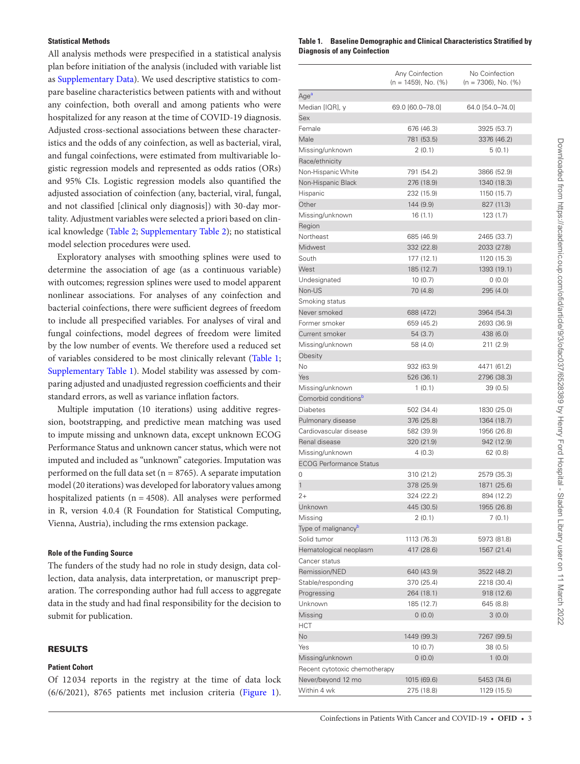### Statistical Methods

All analysis methods were prespecified in a statistical analysis plan before initiation of the analysis (included with variable list as Supplementary Data). We used descriptive statistics to compare baseline characteristics between patients with and without any coinfection, both overall and among patients who were hospitalized for any reason at the time of COVID-19 diagnosis. Adjusted cross-sectional associations between these characteristics and the odds of any coinfection, as well as bacterial, viral, and fungal coinfections, were estimated from multivariable logistic regression models and represented as odds ratios (ORs) and 95% CIs. Logistic regression models also quantified the adjusted association of coinfection (any, bacterial, viral, fungal, and not classified [clinical only diagnosis]) with 30-day mortality. Adjustment variables were selected a priori based on clinical knowledge (Table 2; Supplementary Table 2); no statistical model selection procedures were used.

Exploratory analyses with smoothing splines were used to determine the association of age (as a continuous variable) with outcomes; regression splines were used to model apparent nonlinear associations. For analyses of any coinfection and bacterial coinfections, there were sufficient degrees of freedom to include all prespecified variables. For analyses of viral and fungal coinfections, model degrees of freedom were limited by the low number of events. We therefore used a reduced set of variables considered to be most clinically relevant (Table 1; Supplementary Table 1). Model stability was assessed by comparing adjusted and unadjusted regression coefficients and their standard errors, as well as variance inflation factors.

Multiple imputation (10 iterations) using additive regression, bootstrapping, and predictive mean matching was used to impute missing and unknown data, except unknown ECOG Performance Status and unknown cancer status, which were not imputed and included as "unknown" categories. Imputation was performed on the full data set (n = 8765). A separate imputation model (20 iterations) was developed for laboratory values among hospitalized patients (n = 4508). All analyses were performed in R, version 4.0.4 (R Foundation for Statistical Computing, Vienna, Austria), including the rms extension package.

### Role of the Funding Source

The funders of the study had no role in study design, data collection, data analysis, data interpretation, or manuscript preparation. The corresponding author had full access to aggregate data in the study and had final responsibility for the decision to submit for publication.

## RESULTS

### Patient Cohort

Of 12 034 reports in the registry at the time of data lock (6/6/2021), 8765 patients met inclusion criteria (Figure 1).

**Table 1. Baseline Demographic and Clinical Characteristics Stratified by Diagnosis of any Coinfection**

| | Any Coinfection (n = 1459), No. (%) | No Coinfection (n = 7306), No. (%) |
|---|---|---|
| Age[a] | | |
| Median [IQR], y | 69.0 [60.0–78.0] | 64.0 [54.0–74.0] |
| Sex | | |
| Female | 676 (46.3) | 3925 (53.7) |
| Male | 781 (53.5) | 3376 (46.2) |
| Missing/unknown | 2 (0.1) | 5 (0.1) |
| Race/ethnicity | | |
| Non-Hispanic White | 791 (54.2) | 3866 (52.9) |
| Non-Hispanic Black | 276 (18.9) | 1340 (18.3) |
| Hispanic | 232 (15.9) | 1150 (15.7) |
| Other | 144 (9.9) | 827 (11.3) |
| Missing/unknown | 16 (1.1) | 123 (1.7) |
| Region | | |
| Northeast | 685 (46.9) | 2465 (33.7) |
| Midwest | 332 (22.8) | 2033 (27.8) |
| South | 177 (12.1) | 1120 (15.3) |
| West | 185 (12.7) | 1393 (19.1) |
| Undesignated | 10 (0.7) | 0 (0.0) |
| Non-US | 70 (4.8) | 295 (4.0) |
| Smoking status | | |
| Never smoked | 688 (47.2) | 3964 (54.3) |
| Former smoker | 659 (45.2) | 2693 (36.9) |
| Current smoker | 54 (3.7) | 438 (6.0) |
| Missing/unknown | 58 (4.0) | 211 (2.9) |
| Obesity | | |
| No | 932 (63.9) | 4471 (61.2) |
| Yes | 526 (36.1) | 2796 (38.3) |
| Missing/unknown | 1 (0.1) | 39 (0.5) |
| Comorbid conditions[b] | | |
| Diabetes | 502 (34.4) | 1830 (25.0) |
| Pulmonary disease | 376 (25.8) | 1364 (18.7) |
| Cardiovascular disease | 582 (39.9) | 1956 (26.8) |
| Renal disease | 320 (21.9) | 942 (12.9) |
| Missing/unknown | 4 (0.3) | 62 (0.8) |
| ECOG Performance Status | | |
| 0 | 310 (21.2) | 2579 (35.3) |
| 1 | 378 (25.9) | 1871 (25.6) |
| 2+ | 324 (22.2) | 894 (12.2) |
| Unknown | 445 (30.5) | 1955 (26.8) |
| Missing | 2 (0.1) | 7 (0.1) |
| Type of malignancy[b] | | |
| Solid tumor | 1113 (76.3) | 5973 (81.8) |
| Hematological neoplasm | 417 (28.6) | 1567 (21.4) |
| Cancer status | | |
| Remission/NED | 640 (43.9) | 3522 (48.2) |
| Stable/responding | 370 (25.4) | 2218 (30.4) |
| Progressing | 264 (18.1) | 918 (12.6) |
| Unknown | 185 (12.7) | 645 (8.8) |
| Missing | 0 (0.0) | 3 (0.0) |
| HCT | | |
| No | 1449 (99.3) | 7267 (99.5) |
| Yes | 10 (0.7) | 38 (0.5) |
| Missing/unknown | 0 (0.0) | 1 (0.0) |
| Recent cytotoxic chemotherapy | | |
| Never/beyond 12 mo | 1015 (69.6) | 5453 (74.6) |
| Within 4 wk | 275 (18.8) | 1129 (15.5) |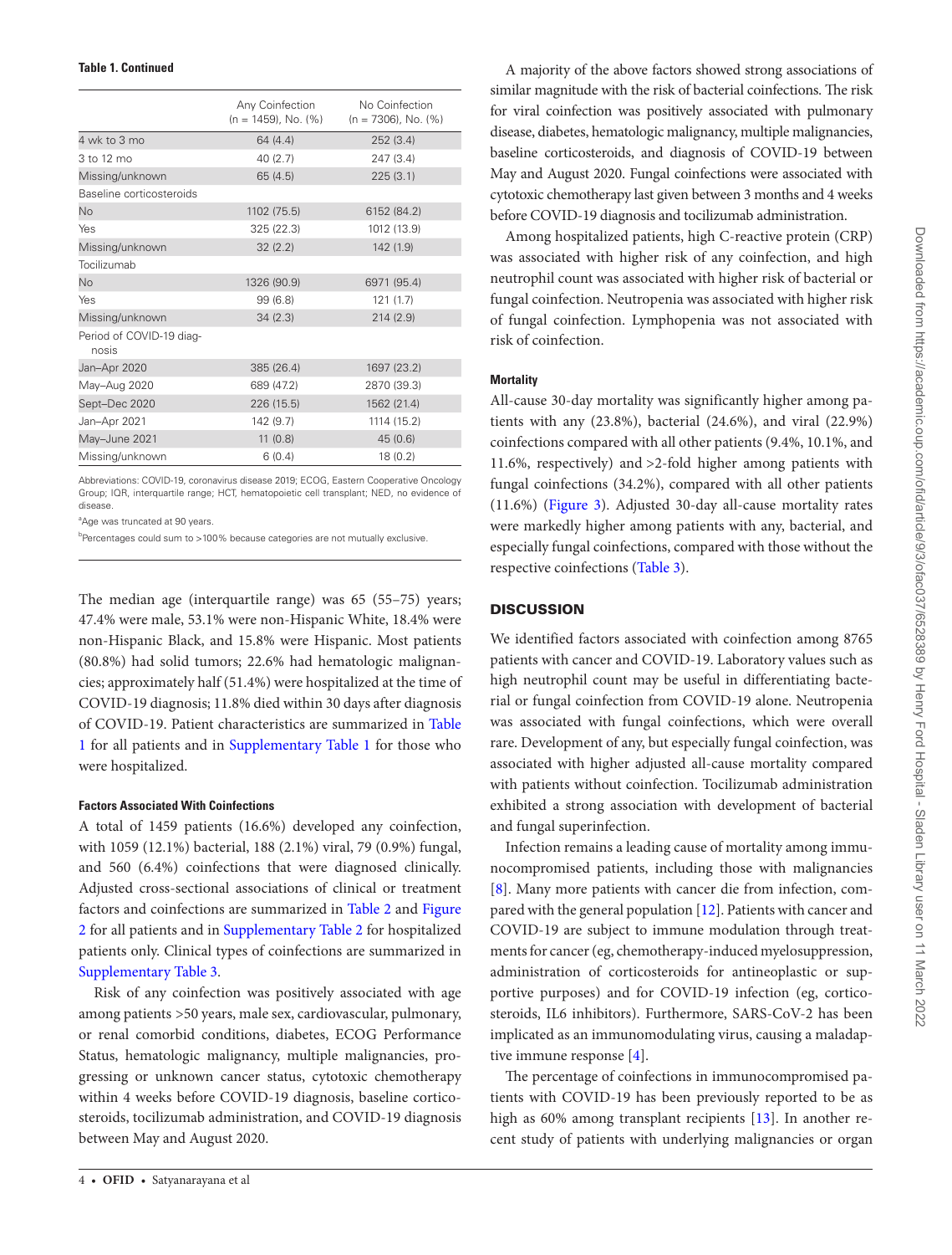**Table 1. Continued**

| | Any Coinfection (n = 1459), No. (%) | No Coinfection (n = 7306), No. (%) |
|---|---|---|
| 4 wk to 3 mo | 64 (4.4) | 252 (3.4) |
| 3 to 12 mo | 40 (2.7) | 247 (3.4) |
| Missing/unknown | 65 (4.5) | 225 (3.1) |
| Baseline corticosteroids | | |
| No | 1102 (75.5) | 6152 (84.2) |
| Yes | 325 (22.3) | 1012 (13.9) |
| Missing/unknown | 32 (2.2) | 142 (1.9) |
| Tocilizumab | | |
| No | 1326 (90.9) | 6971 (95.4) |
| Yes | 99 (6.8) | 121 (1.7) |
| Missing/unknown | 34 (2.3) | 214 (2.9) |
| Period of COVID-19 diagnosis | | |
| Jan–Apr 2020 | 385 (26.4) | 1697 (23.2) |
| May–Aug 2020 | 689 (47.2) | 2870 (39.3) |
| Sept–Dec 2020 | 226 (15.5) | 1562 (21.4) |
| Jan–Apr 2021 | 142 (9.7) | 1114 (15.2) |
| May–June 2021 | 11 (0.8) | 45 (0.6) |
| Missing/unknown | 6 (0.4) | 18 (0.2) |

Abbreviations: COVID-19, coronavirus disease 2019; ECOG, Eastern Cooperative Oncology Group; IQR, interquartile range; HCT, hematopoietic cell transplant; NED, no evidence of disease.

[a]Age was truncated at 90 years.

[b]Percentages could sum to >100% because categories are not mutually exclusive.

The median age (interquartile range) was 65 (55–75) years; 47.4% were male, 53.1% were non-Hispanic White, 18.4% were non-Hispanic Black, and 15.8% were Hispanic. Most patients (80.8%) had solid tumors; 22.6% had hematologic malignancies; approximately half (51.4%) were hospitalized at the time of COVID-19 diagnosis; 11.8% died within 30 days after diagnosis of COVID-19. Patient characteristics are summarized in Table 1 for all patients and in Supplementary Table 1 for those who were hospitalized.

### Factors Associated With Coinfections

A total of 1459 patients (16.6%) developed any coinfection, with 1059 (12.1%) bacterial, 188 (2.1%) viral, 79 (0.9%) fungal, and 560 (6.4%) coinfections that were diagnosed clinically. Adjusted cross-sectional associations of clinical or treatment factors and coinfections are summarized in Table 2 and Figure 2 for all patients and in Supplementary Table 2 for hospitalized patients only. Clinical types of coinfections are summarized in Supplementary Table 3.

Risk of any coinfection was positively associated with age among patients >50 years, male sex, cardiovascular, pulmonary, or renal comorbid conditions, diabetes, ECOG Performance Status, hematologic malignancy, multiple malignancies, progressing or unknown cancer status, cytotoxic chemotherapy within 4 weeks before COVID-19 diagnosis, baseline corticosteroids, tocilizumab administration, and COVID-19 diagnosis between May and August 2020.

A majority of the above factors showed strong associations of similar magnitude with the risk of bacterial coinfections. The risk for viral coinfection was positively associated with pulmonary disease, diabetes, hematologic malignancy, multiple malignancies, baseline corticosteroids, and diagnosis of COVID-19 between May and August 2020. Fungal coinfections were associated with cytotoxic chemotherapy last given between 3 months and 4 weeks before COVID-19 diagnosis and tocilizumab administration.

Among hospitalized patients, high C-reactive protein (CRP) was associated with higher risk of any coinfection, and high neutrophil count was associated with higher risk of bacterial or fungal coinfection. Neutropenia was associated with higher risk of fungal coinfection. Lymphopenia was not associated with risk of coinfection.

### Mortality

All-cause 30-day mortality was significantly higher among patients with any (23.8%), bacterial (24.6%), and viral (22.9%) coinfections compared with all other patients (9.4%, 10.1%, and 11.6%, respectively) and >2-fold higher among patients with fungal coinfections (34.2%), compared with all other patients (11.6%) (Figure 3). Adjusted 30-day all-cause mortality rates were markedly higher among patients with any, bacterial, and especially fungal coinfections, compared with those without the respective coinfections (Table 3).

## DISCUSSION

We identified factors associated with coinfection among 8765 patients with cancer and COVID-19. Laboratory values such as high neutrophil count may be useful in differentiating bacterial or fungal coinfection from COVID-19 alone. Neutropenia was associated with fungal coinfections, which were overall rare. Development of any, but especially fungal coinfection, was associated with higher adjusted all-cause mortality compared with patients without coinfection. Tocilizumab administration exhibited a strong association with development of bacterial and fungal superinfection.

Infection remains a leading cause of mortality among immunocompromised patients, including those with malignancies [8]. Many more patients with cancer die from infection, compared with the general population [12]. Patients with cancer and COVID-19 are subject to immune modulation through treatments for cancer (eg, chemotherapy-induced myelosuppression, administration of corticosteroids for antineoplastic or supportive purposes) and for COVID-19 infection (eg, corticosteroids, IL6 inhibitors). Furthermore, SARS-CoV-2 has been implicated as an immunomodulating virus, causing a maladaptive immune response [4].

The percentage of coinfections in immunocompromised patients with COVID-19 has been previously reported to be as high as 60% among transplant recipients [13]. In another recent study of patients with underlying malignancies or organ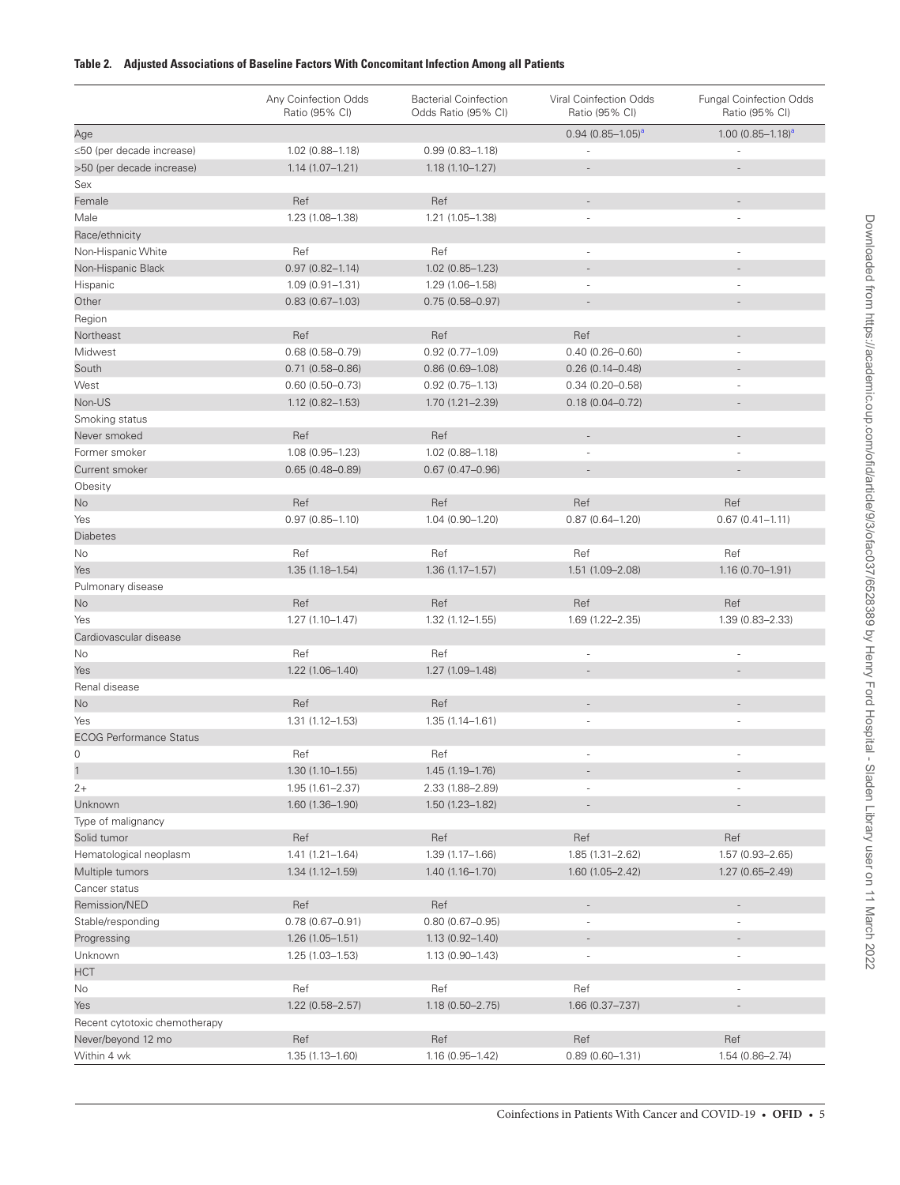**Table 2. Adjusted Associations of Baseline Factors With Concomitant Infection Among all Patients**

| | Any Coinfection Odds Ratio (95% CI) | Bacterial Coinfection Odds Ratio (95% CI) | Viral Coinfection Odds Ratio (95% CI) | Fungal Coinfection Odds Ratio (95% CI) |
|---|---|---|---|---|
| Age | | | 0.94 (0.85–1.05)[a] | 1.00 (0.85–1.18)[a] |
| ≤50 (per decade increase) | 1.02 (0.88–1.18) | 0.99 (0.83–1.18) | - | - |
| >50 (per decade increase) | 1.14 (1.07–1.21) | 1.18 (1.10–1.27) | - | - |
| Sex | | | | |
| Female | Ref | Ref | - | - |
| Male | 1.23 (1.08–1.38) | 1.21 (1.05–1.38) | - | - |
| Race/ethnicity | | | | |
| Non-Hispanic White | Ref | Ref | - | - |
| Non-Hispanic Black | 0.97 (0.82–1.14) | 1.02 (0.85–1.23) | - | - |
| Hispanic | 1.09 (0.91–1.31) | 1.29 (1.06–1.58) | - | - |
| Other | 0.83 (0.67–1.03) | 0.75 (0.58–0.97) | - | - |
| Region | | | | |
| Northeast | Ref | Ref | Ref | - |
| Midwest | 0.68 (0.58–0.79) | 0.92 (0.77–1.09) | 0.40 (0.26–0.60) | - |
| South | 0.71 (0.58–0.86) | 0.86 (0.69–1.08) | 0.26 (0.14–0.48) | - |
| West | 0.60 (0.50–0.73) | 0.92 (0.75–1.13) | 0.34 (0.20–0.58) | - |
| Non-US | 1.12 (0.82–1.53) | 1.70 (1.21–2.39) | 0.18 (0.04–0.72) | - |
| Smoking status | | | | |
| Never smoked | Ref | Ref | - | - |
| Former smoker | 1.08 (0.95–1.23) | 1.02 (0.88–1.18) | - | - |
| Current smoker | 0.65 (0.48–0.89) | 0.67 (0.47–0.96) | - | - |
| Obesity | | | | |
| No | Ref | Ref | Ref | Ref |
| Yes | 0.97 (0.85–1.10) | 1.04 (0.90–1.20) | 0.87 (0.64–1.20) | 0.67 (0.41–1.11) |
| Diabetes | | | | |
| No | Ref | Ref | Ref | Ref |
| Yes | 1.35 (1.18–1.54) | 1.36 (1.17–1.57) | 1.51 (1.09–2.08) | 1.16 (0.70–1.91) |
| Pulmonary disease | | | | |
| No | Ref | Ref | Ref | Ref |
| Yes | 1.27 (1.10–1.47) | 1.32 (1.12–1.55) | 1.69 (1.22–2.35) | 1.39 (0.83–2.33) |
| Cardiovascular disease | | | | |
| No | Ref | Ref | - | - |
| Yes | 1.22 (1.06–1.40) | 1.27 (1.09–1.48) | - | - |
| Renal disease | | | | |
| No | Ref | Ref | - | - |
| Yes | 1.31 (1.12–1.53) | 1.35 (1.14–1.61) | - | - |
| ECOG Performance Status | | | | |
| 0 | Ref | Ref | - | - |
| 1 | 1.30 (1.10–1.55) | 1.45 (1.19–1.76) | - | - |
| 2+ | 1.95 (1.61–2.37) | 2.33 (1.88–2.89) | - | - |
| Unknown | 1.60 (1.36–1.90) | 1.50 (1.23–1.82) | - | - |
| Type of malignancy | | | | |
| Solid tumor | Ref | Ref | Ref | Ref |
| Hematological neoplasm | 1.41 (1.21–1.64) | 1.39 (1.17–1.66) | 1.85 (1.31–2.62) | 1.57 (0.93–2.65) |
| Multiple tumors | 1.34 (1.12–1.59) | 1.40 (1.16–1.70) | 1.60 (1.05–2.42) | 1.27 (0.65–2.49) |
| Cancer status | | | | |
| Remission/NED | Ref | Ref | - | - |
| Stable/responding | 0.78 (0.67–0.91) | 0.80 (0.67–0.95) | - | - |
| Progressing | 1.26 (1.05–1.51) | 1.13 (0.92–1.40) | - | - |
| Unknown | 1.25 (1.03–1.53) | 1.13 (0.90–1.43) | - | - |
| HCT | | | | |
| No | Ref | Ref | Ref | - |
| Yes | 1.22 (0.58–2.57) | 1.18 (0.50–2.75) | 1.66 (0.37–7.37) | - |
| Recent cytotoxic chemotherapy | | | | |
| Never/beyond 12 mo | Ref | Ref | Ref | Ref |
| Within 4 wk | 1.35 (1.13–1.60) | 1.16 (0.95–1.42) | 0.89 (0.60–1.31) | 1.54 (0.86–2.74) |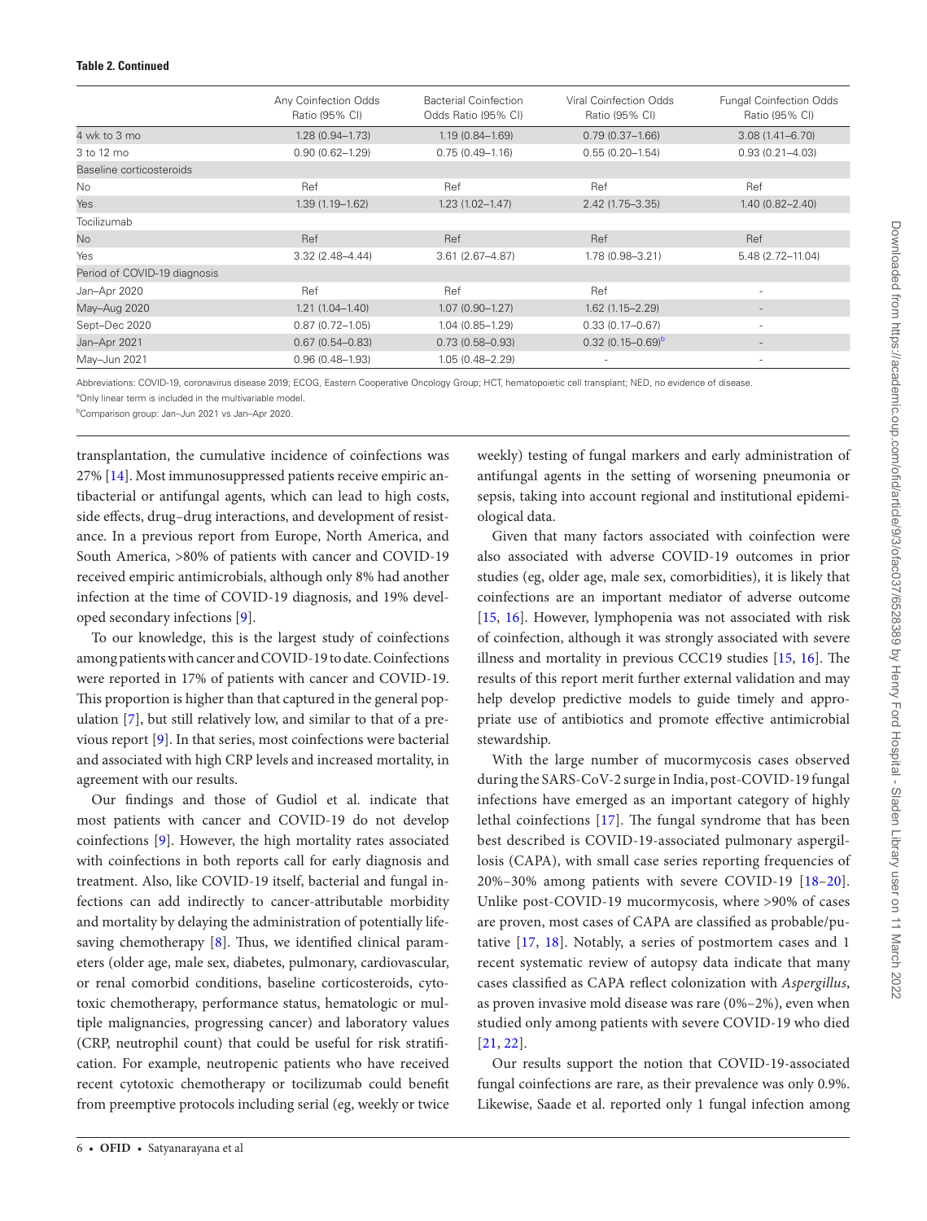**Table 2. Continued**

| | Any Coinfection Odds Ratio (95% CI) | Bacterial Coinfection Odds Ratio (95% CI) | Viral Coinfection Odds Ratio (95% CI) | Fungal Coinfection Odds Ratio (95% CI) |
|---|---|---|---|---|
| 4 wk to 3 mo | 1.28 (0.94–1.73) | 1.19 (0.84–1.69) | 0.79 (0.37–1.66) | 3.08 (1.41–6.70) |
| 3 to 12 mo | 0.90 (0.62–1.29) | 0.75 (0.49–1.16) | 0.55 (0.20–1.54) | 0.93 (0.21–4.03) |
| Baseline corticosteroids | | | | |
| No | Ref | Ref | Ref | Ref |
| Yes | 1.39 (1.19–1.62) | 1.23 (1.02–1.47) | 2.42 (1.75–3.35) | 1.40 (0.82–2.40) |
| Tocilizumab | | | | |
| No | Ref | Ref | Ref | Ref |
| Yes | 3.32 (2.48–4.44) | 3.61 (2.67–4.87) | 1.78 (0.98–3.21) | 5.48 (2.72–11.04) |
| Period of COVID-19 diagnosis | | | | |
| Jan–Apr 2020 | Ref | Ref | Ref | - |
| May–Aug 2020 | 1.21 (1.04–1.40) | 1.07 (0.90–1.27) | 1.62 (1.15–2.29) | - |
| Sept–Dec 2020 | 0.87 (0.72–1.05) | 1.04 (0.85–1.29) | 0.33 (0.17–0.67) | - |
| Jan–Apr 2021 | 0.67 (0.54–0.83) | 0.73 (0.58–0.93) | 0.32 (0.15–0.69)[b] | - |
| May–Jun 2021 | 0.96 (0.48–1.93) | 1.05 (0.48–2.29) | - | - |

Abbreviations: COVID-19, coronavirus disease 2019; ECOG, Eastern Cooperative Oncology Group; HCT, hematopoietic cell transplant; NED, no evidence of disease.

[a]Only linear term is included in the multivariable model.

[b]Comparison group: Jan–Jun 2021 vs Jan–Apr 2020.

transplantation, the cumulative incidence of coinfections was 27% [14]. Most immunosuppressed patients receive empiric antibacterial or antifungal agents, which can lead to high costs, side effects, drug–drug interactions, and development of resistance. In a previous report from Europe, North America, and South America, >80% of patients with cancer and COVID-19 received empiric antimicrobials, although only 8% had another infection at the time of COVID-19 diagnosis, and 19% developed secondary infections [9].

To our knowledge, this is the largest study of coinfections among patients with cancer and COVID-19 to date. Coinfections were reported in 17% of patients with cancer and COVID-19. This proportion is higher than that captured in the general population [7], but still relatively low, and similar to that of a previous report [9]. In that series, most coinfections were bacterial and associated with high CRP levels and increased mortality, in agreement with our results.

Our findings and those of Gudiol et al. indicate that most patients with cancer and COVID-19 do not develop coinfections [9]. However, the high mortality rates associated with coinfections in both reports call for early diagnosis and treatment. Also, like COVID-19 itself, bacterial and fungal infections can add indirectly to cancer-attributable morbidity and mortality by delaying the administration of potentially life-saving chemotherapy [8]. Thus, we identified clinical parameters (older age, male sex, diabetes, pulmonary, cardiovascular, or renal comorbid conditions, baseline corticosteroids, cytotoxic chemotherapy, performance status, hematologic or multiple malignancies, progressing cancer) and laboratory values (CRP, neutrophil count) that could be useful for risk stratification. For example, neutropenic patients who have received recent cytotoxic chemotherapy or tocilizumab could benefit from preemptive protocols including serial (eg, weekly or twice weekly) testing of fungal markers and early administration of antifungal agents in the setting of worsening pneumonia or sepsis, taking into account regional and institutional epidemiological data.

Given that many factors associated with coinfection were also associated with adverse COVID-19 outcomes in prior studies (eg, older age, male sex, comorbidities), it is likely that coinfections are an important mediator of adverse outcome [15, 16]. However, lymphopenia was not associated with risk of coinfection, although it was strongly associated with severe illness and mortality in previous CCC19 studies [15, 16]. The results of this report merit further external validation and may help develop predictive models to guide timely and appropriate use of antibiotics and promote effective antimicrobial stewardship.

With the large number of mucormycosis cases observed during the SARS-CoV-2 surge in India, post-COVID-19 fungal infections have emerged as an important category of highly lethal coinfections [17]. The fungal syndrome that has been best described is COVID-19-associated pulmonary aspergillosis (CAPA), with small case series reporting frequencies of 20%–30% among patients with severe COVID-19 [18–20]. Unlike post-COVID-19 mucormycosis, where >90% of cases are proven, most cases of CAPA are classified as probable/putative [17, 18]. Notably, a series of postmortem cases and 1 recent systematic review of autopsy data indicate that many cases classified as CAPA reflect colonization with *Aspergillus*, as proven invasive mold disease was rare (0%–2%), even when studied only among patients with severe COVID-19 who died [21, 22].

Our results support the notion that COVID-19-associated fungal coinfections are rare, as their prevalence was only 0.9%. Likewise, Saade et al. reported only 1 fungal infection among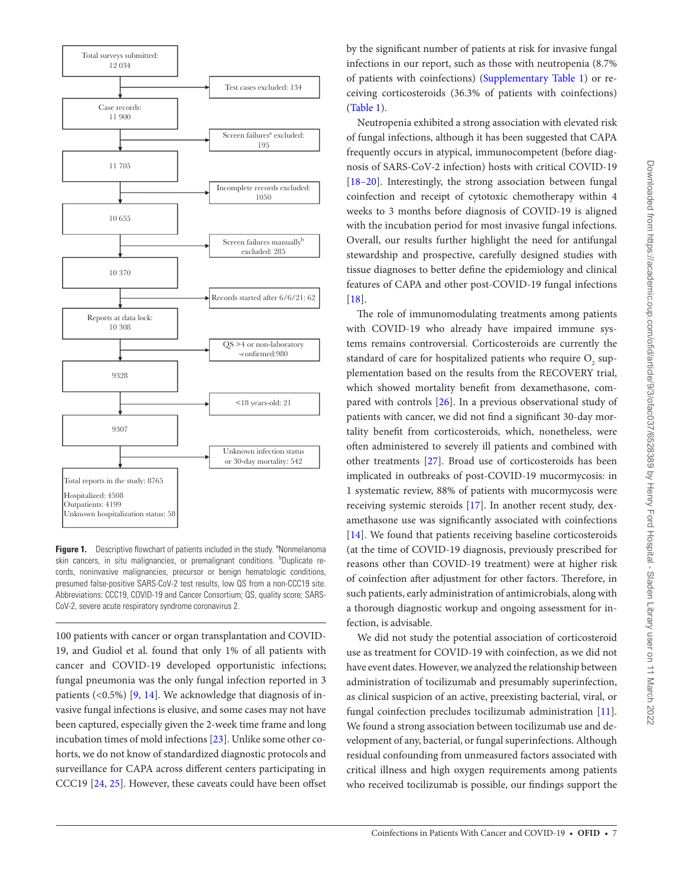Total surveys submitted: 12 034

→ Test cases excluded: 134

Case records: 11 900

→ Screen failures[a] excluded: 195

11 705

→ Incomplete records excluded: 1050

10 655

→ Screen failures manually[b] excluded: 285

10 370

→ Records started after 6/6/21: 62

Reports at data lock: 10 308

→ QS >4 or non-laboratory -confirmed:980

9328

→ <18 years-old: 21

9307

→ Unknown infection status or 30-day mortality: 542

Total reports in the study: 8765
Hospitalized: 4508
Outpatients: 4199
Unknown hospitalization status: 58

**Figure 1.** Descriptive flowchart of patients included in the study. [a]Nonmelanoma skin cancers, in situ malignancies, or premalignant conditions. [b]Duplicate records, noninvasive malignancies, precursor or benign hematologic conditions, presumed false-positive SARS-CoV-2 test results, low QS from a non-CCC19 site. Abbreviations: CCC19, COVID-19 and Cancer Consortium; QS, quality score; SARS-CoV-2, severe acute respiratory syndrome coronavirus 2.

100 patients with cancer or organ transplantation and COVID-19, and Gudiol et al. found that only 1% of all patients with cancer and COVID-19 developed opportunistic infections; fungal pneumonia was the only fungal infection reported in 3 patients (<0.5%) [9, 14]. We acknowledge that diagnosis of invasive fungal infections is elusive, and some cases may not have been captured, especially given the 2-week time frame and long incubation times of mold infections [23]. Unlike some other cohorts, we do not know of standardized diagnostic protocols and surveillance for CAPA across different centers participating in CCC19 [24, 25]. However, these caveats could have been offset by the significant number of patients at risk for invasive fungal infections in our report, such as those with neutropenia (8.7% of patients with coinfections) (Supplementary Table 1) or receiving corticosteroids (36.3% of patients with coinfections) (Table 1).

Neutropenia exhibited a strong association with elevated risk of fungal infections, although it has been suggested that CAPA frequently occurs in atypical, immunocompetent (before diagnosis of SARS-CoV-2 infection) hosts with critical COVID-19 [18–20]. Interestingly, the strong association between fungal coinfection and receipt of cytotoxic chemotherapy within 4 weeks to 3 months before diagnosis of COVID-19 is aligned with the incubation period for most invasive fungal infections. Overall, our results further highlight the need for antifungal stewardship and prospective, carefully designed studies with tissue diagnoses to better define the epidemiology and clinical features of CAPA and other post-COVID-19 fungal infections [18].

The role of immunomodulating treatments among patients with COVID-19 who already have impaired immune systems remains controversial. Corticosteroids are currently the standard of care for hospitalized patients who require $O_2$ supplementation based on the results from the RECOVERY trial, which showed mortality benefit from dexamethasone, compared with controls [26]. In a previous observational study of patients with cancer, we did not find a significant 30-day mortality benefit from corticosteroids, which, nonetheless, were often administered to severely ill patients and combined with other treatments [27]. Broad use of corticosteroids has been implicated in outbreaks of post-COVID-19 mucormycosis: in 1 systematic review, 88% of patients with mucormycosis were receiving systemic steroids [17]. In another recent study, dexamethasone use was significantly associated with coinfections [14]. We found that patients receiving baseline corticosteroids (at the time of COVID-19 diagnosis, previously prescribed for reasons other than COVID-19 treatment) were at higher risk of coinfection after adjustment for other factors. Therefore, in such patients, early administration of antimicrobials, along with a thorough diagnostic workup and ongoing assessment for infection, is advisable.

We did not study the potential association of corticosteroid use as treatment for COVID-19 with coinfection, as we did not have event dates. However, we analyzed the relationship between administration of tocilizumab and presumably superinfection, as clinical suspicion of an active, preexisting bacterial, viral, or fungal coinfection precludes tocilizumab administration [11]. We found a strong association between tocilizumab use and development of any, bacterial, or fungal superinfections. Although residual confounding from unmeasured factors associated with critical illness and high oxygen requirements among patients who received tocilizumab is possible, our findings support the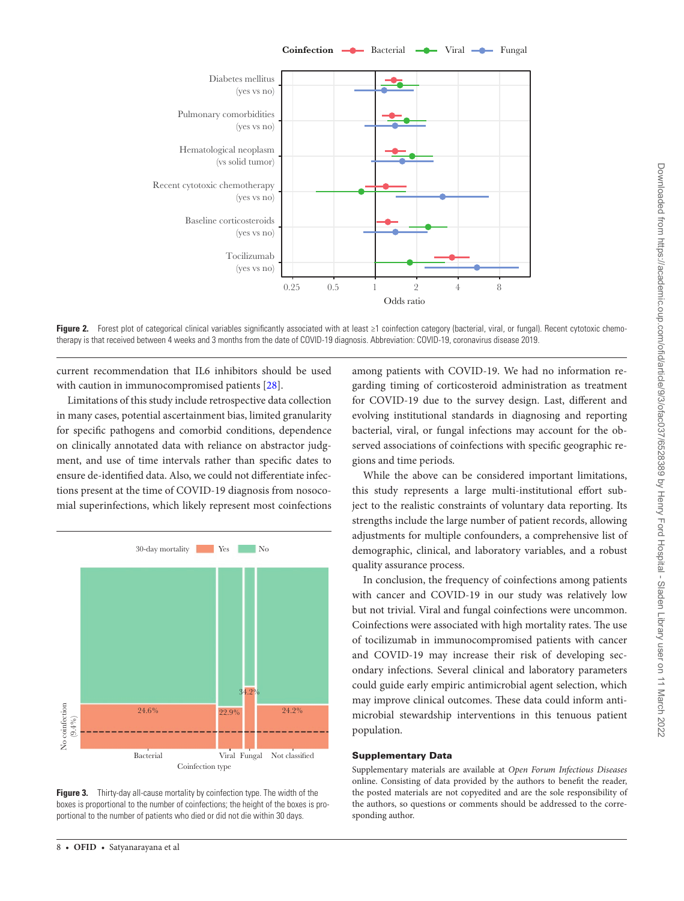**Figure 2.** Forest plot of categorical clinical variables significantly associated with at least ≥1 coinfection category (bacterial, viral, or fungal). Recent cytotoxic chemotherapy is that received between 4 weeks and 3 months from the date of COVID-19 diagnosis. Abbreviation: COVID-19, coronavirus disease 2019.

current recommendation that IL6 inhibitors should be used with caution in immunocompromised patients [28].

Limitations of this study include retrospective data collection in many cases, potential ascertainment bias, limited granularity for specific pathogens and comorbid conditions, dependence on clinically annotated data with reliance on abstractor judgment, and use of time intervals rather than specific dates to ensure de-identified data. Also, we could not differentiate infections present at the time of COVID-19 diagnosis from nosocomial superinfections, which likely represent most coinfections among patients with COVID-19. We had no information regarding timing of corticosteroid administration as treatment for COVID-19 due to the survey design. Last, different and evolving institutional standards in diagnosing and reporting bacterial, viral, or fungal infections may account for the observed associations of coinfections with specific geographic regions and time periods.

While the above can be considered important limitations, this study represents a large multi-institutional effort subject to the realistic constraints of voluntary data reporting. Its strengths include the large number of patient records, allowing adjustments for multiple confounders, a comprehensive list of demographic, clinical, and laboratory variables, and a robust quality assurance process.

In conclusion, the frequency of coinfections among patients with cancer and COVID-19 in our study was relatively low but not trivial. Viral and fungal coinfections were uncommon. Coinfections were associated with high mortality rates. The use of tocilizumab in immunocompromised patients with cancer and COVID-19 may increase their risk of developing secondary infections. Several clinical and laboratory parameters could guide early empiric antimicrobial agent selection, which may improve clinical outcomes. These data could inform antimicrobial stewardship interventions in this tenuous patient population.

**Figure 3.** Thirty-day all-cause mortality by coinfection type. The width of the boxes is proportional to the number of coinfections; the height of the boxes is proportional to the number of patients who died or did not die within 30 days.

## Supplementary Data

Supplementary materials are available at *Open Forum Infectious Diseases* online. Consisting of data provided by the authors to benefit the reader, the posted materials are not copyedited and are the sole responsibility of the authors, so questions or comments should be addressed to the corresponding author.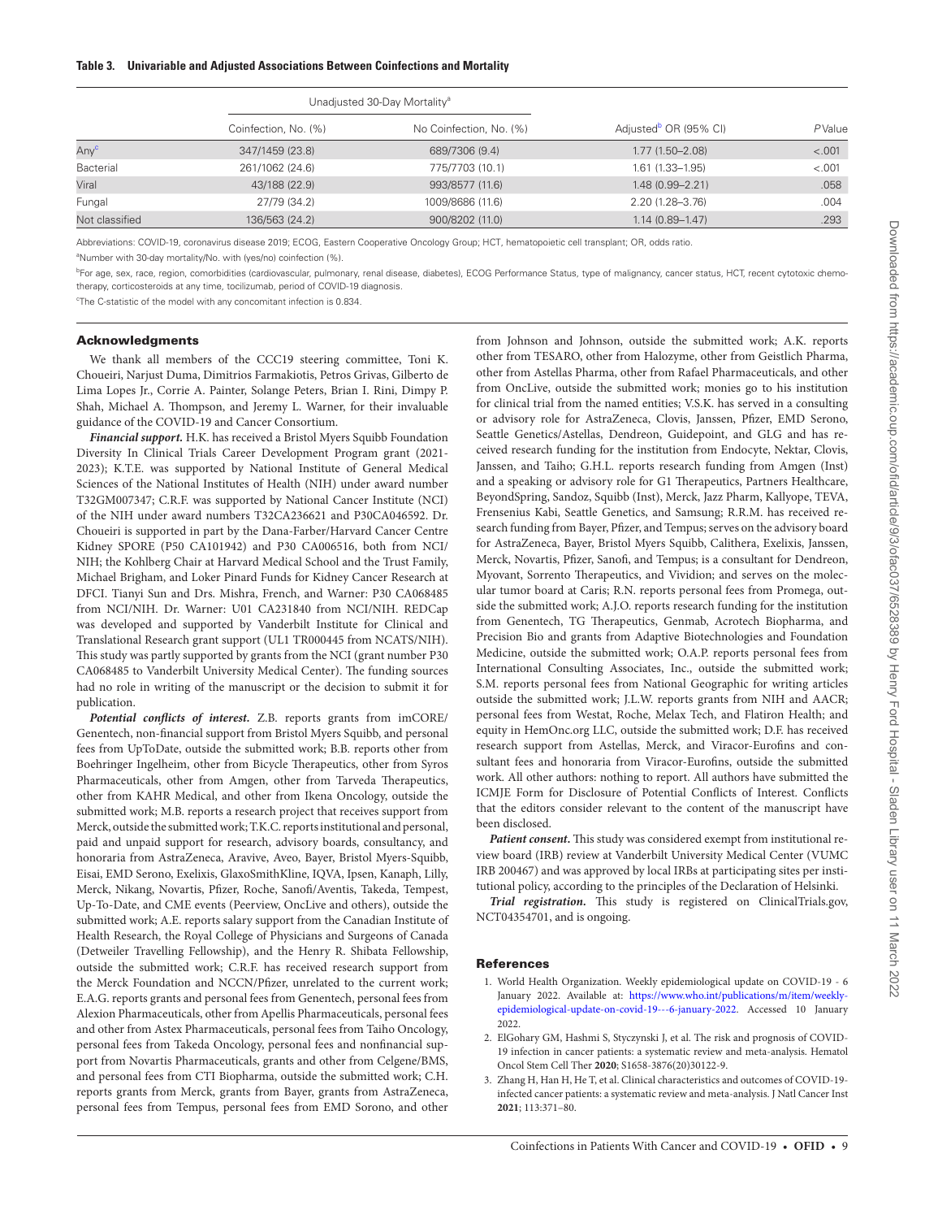**Table 3. Univariable and Adjusted Associations Between Coinfections and Mortality**

| | Unadjusted 30-Day Mortality[a] | | | |
|---|---|---|---|---|
| | Coinfection, No. (%) | No Coinfection, No. (%) | Adjusted[b] OR (95% CI) | P Value |
| Any[c] | 347/1459 (23.8) | 689/7306 (9.4) | 1.77 (1.50–2.08) | <.001 |
| Bacterial | 261/1062 (24.6) | 775/7703 (10.1) | 1.61 (1.33–1.95) | <.001 |
| Viral | 43/188 (22.9) | 993/8577 (11.6) | 1.48 (0.99–2.21) | .058 |
| Fungal | 27/79 (34.2) | 1009/8686 (11.6) | 2.20 (1.28–3.76) | .004 |
| Not classified | 136/563 (24.2) | 900/8202 (11.0) | 1.14 (0.89–1.47) | .293 |

Abbreviations: COVID-19, coronavirus disease 2019; ECOG, Eastern Cooperative Oncology Group; HCT, hematopoietic cell transplant; OR, odds ratio.

[a]Number with 30-day mortality/No. with (yes/no) coinfection (%).

[b]For age, sex, race, region, comorbidities (cardiovascular, pulmonary, renal disease, diabetes), ECOG Performance Status, type of malignancy, cancer status, HCT, recent cytotoxic chemotherapy, corticosteroids at any time, tocilizumab, period of COVID-19 diagnosis.

[c]The C-statistic of the model with any concomitant infection is 0.834.

## Acknowledgments

We thank all members of the CCC19 steering committee, Toni K. Choueiri, Narjust Duma, Dimitrios Farmakiotis, Petros Grivas, Gilberto de Lima Lopes Jr., Corrie A. Painter, Solange Peters, Brian I. Rini, Dimpy P. Shah, Michael A. Thompson, and Jeremy L. Warner, for their invaluable guidance of the COVID-19 and Cancer Consortium.

***Financial support.*** H.K. has received a Bristol Myers Squibb Foundation Diversity In Clinical Trials Career Development Program grant (2021-2023); K.T.E. was supported by National Institute of General Medical Sciences of the National Institutes of Health (NIH) under award number T32GM007347; C.R.F. was supported by National Cancer Institute (NCI) of the NIH under award numbers T32CA236621 and P30CA046592. Dr. Choueiri is supported in part by the Dana-Farber/Harvard Cancer Centre Kidney SPORE (P50 CA101942) and P30 CA006516, both from NCI/NIH; the Kohlberg Chair at Harvard Medical School and the Trust Family, Michael Brigham, and Loker Pinard Funds for Kidney Cancer Research at DFCI. Tianyi Sun and Drs. Mishra, French, and Warner: P30 CA068485 from NCI/NIH. Dr. Warner: U01 CA231840 from NCI/NIH. REDCap was developed and supported by Vanderbilt Institute for Clinical and Translational Research grant support (UL1 TR000445 from NCATS/NIH). This study was partly supported by grants from the NCI (grant number P30 CA068485 to Vanderbilt University Medical Center). The funding sources had no role in writing of the manuscript or the decision to submit it for publication.

***Potential conflicts of interest.*** Z.B. reports grants from imCORE/Genentech, non-financial support from Bristol Myers Squibb, and personal fees from UpToDate, outside the submitted work; B.B. reports other from Boehringer Ingelheim, other from Bicycle Therapeutics, other from Syros Pharmaceuticals, other from Amgen, other from Tarveda Therapeutics, other from KAHR Medical, and other from Ikena Oncology, outside the submitted work; M.B. reports a research project that receives support from Merck, outside the submitted work; T.K.C. reports institutional and personal, paid and unpaid support for research, advisory boards, consultancy, and honoraria from AstraZeneca, Aravive, Aveo, Bayer, Bristol Myers-Squibb, Eisai, EMD Serono, Exelixis, GlaxoSmithKline, IQVA, Ipsen, Kanaph, Lilly, Merck, Nikang, Novartis, Pfizer, Roche, Sanofi/Aventis, Takeda, Tempest, Up-To-Date, and CME events (Peerview, OncLive and others), outside the submitted work; A.E. reports salary support from the Canadian Institute of Health Research, the Royal College of Physicians and Surgeons of Canada (Detweiler Travelling Fellowship), and the Henry R. Shibata Fellowship, outside the submitted work; C.R.F. has received research support from the Merck Foundation and NCCN/Pfizer, unrelated to the current work; E.A.G. reports grants and personal fees from Genentech, personal fees from Alexion Pharmaceuticals, other from Apellis Pharmaceuticals, personal fees and other from Astex Pharmaceuticals, personal fees from Taiho Oncology, personal fees from Takeda Oncology, personal fees and nonfinancial support from Novartis Pharmaceuticals, grants and other from Celgene/BMS, and personal fees from CTI Biopharma, outside the submitted work; C.H. reports grants from Merck, grants from Bayer, grants from AstraZeneca, personal fees from Tempus, personal fees from EMD Sorono, and other from Johnson and Johnson, outside the submitted work; A.K. reports other from TESARO, other from Halozyme, other from Geistlich Pharma, other from Astellas Pharma, other from Rafael Pharmaceuticals, and other from OncLive, outside the submitted work; monies go to his institution for clinical trial from the named entities; V.S.K. has served in a consulting or advisory role for AstraZeneca, Clovis, Janssen, Pfizer, EMD Serono, Seattle Genetics/Astellas, Dendreon, Guidepoint, and GLG and has received research funding for the institution from Endocyte, Nektar, Clovis, Janssen, and Taiho; G.H.L. reports research funding from Amgen (Inst) and a speaking or advisory role for G1 Therapeutics, Partners Healthcare, BeyondSpring, Sandoz, Squibb (Inst), Merck, Jazz Pharm, Kallyope, TEVA, Frensenius Kabi, Seattle Genetics, and Samsung; R.R.M. has received research funding from Bayer, Pfizer, and Tempus; serves on the advisory board for AstraZeneca, Bayer, Bristol Myers Squibb, Calithera, Exelixis, Janssen, Merck, Novartis, Pfizer, Sanofi, and Tempus; is a consultant for Dendreon, Myovant, Sorrento Therapeutics, and Vividion; and serves on the molecular tumor board at Caris; R.N. reports personal fees from Promega, outside the submitted work; A.J.O. reports research funding for the institution from Genentech, TG Therapeutics, Genmab, Acrotech Biopharma, and Precision Bio and grants from Adaptive Biotechnologies and Foundation Medicine, outside the submitted work; O.A.P. reports personal fees from International Consulting Associates, Inc., outside the submitted work; S.M. reports personal fees from National Geographic for writing articles outside the submitted work; J.L.W. reports grants from NIH and AACR; personal fees from Westat, Roche, Melax Tech, and Flatiron Health; and equity in HemOnc.org LLC, outside the submitted work; D.F. has received research support from Astellas, Merck, and Viracor-Eurofins and consultant fees and honoraria from Viracor-Eurofins, outside the submitted work. All other authors: nothing to report. All authors have submitted the ICMJE Form for Disclosure of Potential Conflicts of Interest. Conflicts that the editors consider relevant to the content of the manuscript have been disclosed.

***Patient consent.*** This study was considered exempt from institutional review board (IRB) review at Vanderbilt University Medical Center (VUMC IRB 200467) and was approved by local IRBs at participating sites per institutional policy, according to the principles of the Declaration of Helsinki.

***Trial registration.*** This study is registered on ClinicalTrials.gov, NCT04354701, and is ongoing.

## References

1. World Health Organization. Weekly epidemiological update on COVID-19 - 6 January 2022. Available at: https://www.who.int/publications/m/item/weekly-epidemiological-update-on-covid-19---6-january-2022. Accessed 10 January 2022.
2. ElGohary GM, Hashmi S, Styczynski J, et al. The risk and prognosis of COVID-19 infection in cancer patients: a systematic review and meta-analysis. Hematol Oncol Stem Cell Ther **2020**; S1658-3876(20)30122-9.
3. Zhang H, Han H, He T, et al. Clinical characteristics and outcomes of COVID-19-infected cancer patients: a systematic review and meta-analysis. J Natl Cancer Inst **2021**; 113:371–80.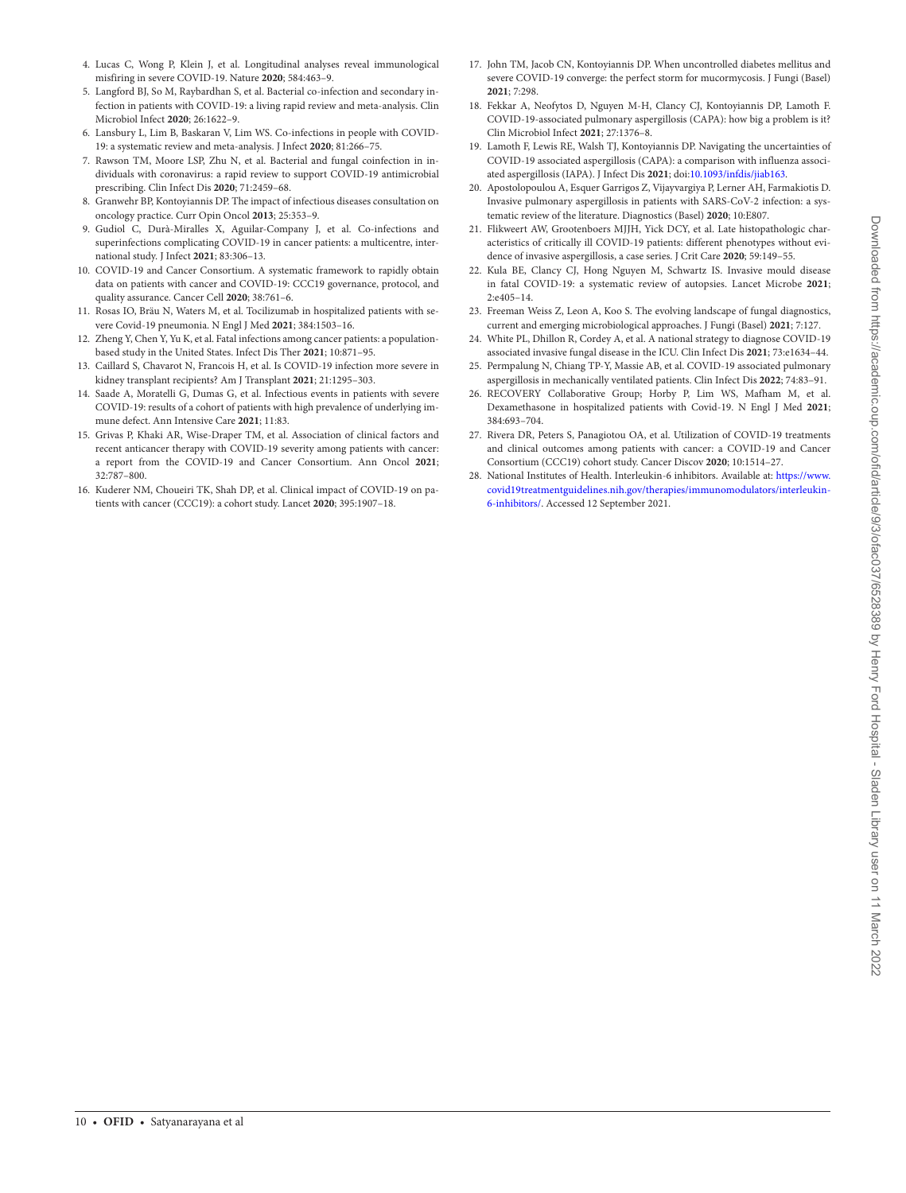4. Lucas C, Wong P, Klein J, et al. Longitudinal analyses reveal immunological misfiring in severe COVID-19. Nature **2020**; 584:463–9.
5. Langford BJ, So M, Raybardhan S, et al. Bacterial co-infection and secondary infection in patients with COVID-19: a living rapid review and meta-analysis. Clin Microbiol Infect **2020**; 26:1622–9.
6. Lansbury L, Lim B, Baskaran V, Lim WS. Co-infections in people with COVID-19: a systematic review and meta-analysis. J Infect **2020**; 81:266–75.
7. Rawson TM, Moore LSP, Zhu N, et al. Bacterial and fungal coinfection in individuals with coronavirus: a rapid review to support COVID-19 antimicrobial prescribing. Clin Infect Dis **2020**; 71:2459–68.
8. Granwehr BP, Kontoyiannis DP. The impact of infectious diseases consultation on oncology practice. Curr Opin Oncol **2013**; 25:353–9.
9. Gudiol C, Durà-Miralles X, Aguilar-Company J, et al. Co-infections and superinfections complicating COVID-19 in cancer patients: a multicentre, international study. J Infect **2021**; 83:306–13.
10. COVID-19 and Cancer Consortium. A systematic framework to rapidly obtain data on patients with cancer and COVID-19: CCC19 governance, protocol, and quality assurance. Cancer Cell **2020**; 38:761–6.
11. Rosas IO, Bräu N, Waters M, et al. Tocilizumab in hospitalized patients with severe Covid-19 pneumonia. N Engl J Med **2021**; 384:1503–16.
12. Zheng Y, Chen Y, Yu K, et al. Fatal infections among cancer patients: a population-based study in the United States. Infect Dis Ther **2021**; 10:871–95.
13. Caillard S, Chavarot N, Francois H, et al. Is COVID-19 infection more severe in kidney transplant recipients? Am J Transplant **2021**; 21:1295–303.
14. Saade A, Moratelli G, Dumas G, et al. Infectious events in patients with severe COVID-19: results of a cohort of patients with high prevalence of underlying immune defect. Ann Intensive Care **2021**; 11:83.
15. Grivas P, Khaki AR, Wise-Draper TM, et al. Association of clinical factors and recent anticancer therapy with COVID-19 severity among patients with cancer: a report from the COVID-19 and Cancer Consortium. Ann Oncol **2021**; 32:787–800.
16. Kuderer NM, Choueiri TK, Shah DP, et al. Clinical impact of COVID-19 on patients with cancer (CCC19): a cohort study. Lancet **2020**; 395:1907–18.
17. John TM, Jacob CN, Kontoyiannis DP. When uncontrolled diabetes mellitus and severe COVID-19 converge: the perfect storm for mucormycosis. J Fungi (Basel) **2021**; 7:298.
18. Fekkar A, Neofytos D, Nguyen M-H, Clancy CJ, Kontoyiannis DP, Lamoth F. COVID-19-associated pulmonary aspergillosis (CAPA): how big a problem is it? Clin Microbiol Infect **2021**; 27:1376–8.
19. Lamoth F, Lewis RE, Walsh TJ, Kontoyiannis DP. Navigating the uncertainties of COVID-19 associated aspergillosis (CAPA): a comparison with influenza associated aspergillosis (IAPA). J Infect Dis **2021**; doi:10.1093/infdis/jiab163.
20. Apostolopoulou A, Esquer Garrigos Z, Vijayvargiya P, Lerner AH, Farmakiotis D. Invasive pulmonary aspergillosis in patients with SARS-CoV-2 infection: a systematic review of the literature. Diagnostics (Basel) **2020**; 10:E807.
21. Flikweert AW, Grootenboers MJJH, Yick DCY, et al. Late histopathologic characteristics of critically ill COVID-19 patients: different phenotypes without evidence of invasive aspergillosis, a case series. J Crit Care **2020**; 59:149–55.
22. Kula BE, Clancy CJ, Hong Nguyen M, Schwartz IS. Invasive mould disease in fatal COVID-19: a systematic review of autopsies. Lancet Microbe **2021**; 2:e405–14.
23. Freeman Weiss Z, Leon A, Koo S. The evolving landscape of fungal diagnostics, current and emerging microbiological approaches. J Fungi (Basel) **2021**; 7:127.
24. White PL, Dhillon R, Cordey A, et al. A national strategy to diagnose COVID-19 associated invasive fungal disease in the ICU. Clin Infect Dis **2021**; 73:e1634–44.
25. Permpalung N, Chiang TP-Y, Massie AB, et al. COVID-19 associated pulmonary aspergillosis in mechanically ventilated patients. Clin Infect Dis **2022**; 74:83–91.
26. RECOVERY Collaborative Group; Horby P, Lim WS, Mafham M, et al. Dexamethasone in hospitalized patients with Covid-19. N Engl J Med **2021**; 384:693–704.
27. Rivera DR, Peters S, Panagiotou OA, et al. Utilization of COVID-19 treatments and clinical outcomes among patients with cancer: a COVID-19 and Cancer Consortium (CCC19) cohort study. Cancer Discov **2020**; 10:1514–27.
28. National Institutes of Health. Interleukin-6 inhibitors. Available at: https://www.covid19treatmentguidelines.nih.gov/therapies/immunomodulators/interleukin-6-inhibitors/. Accessed 12 September 2021.